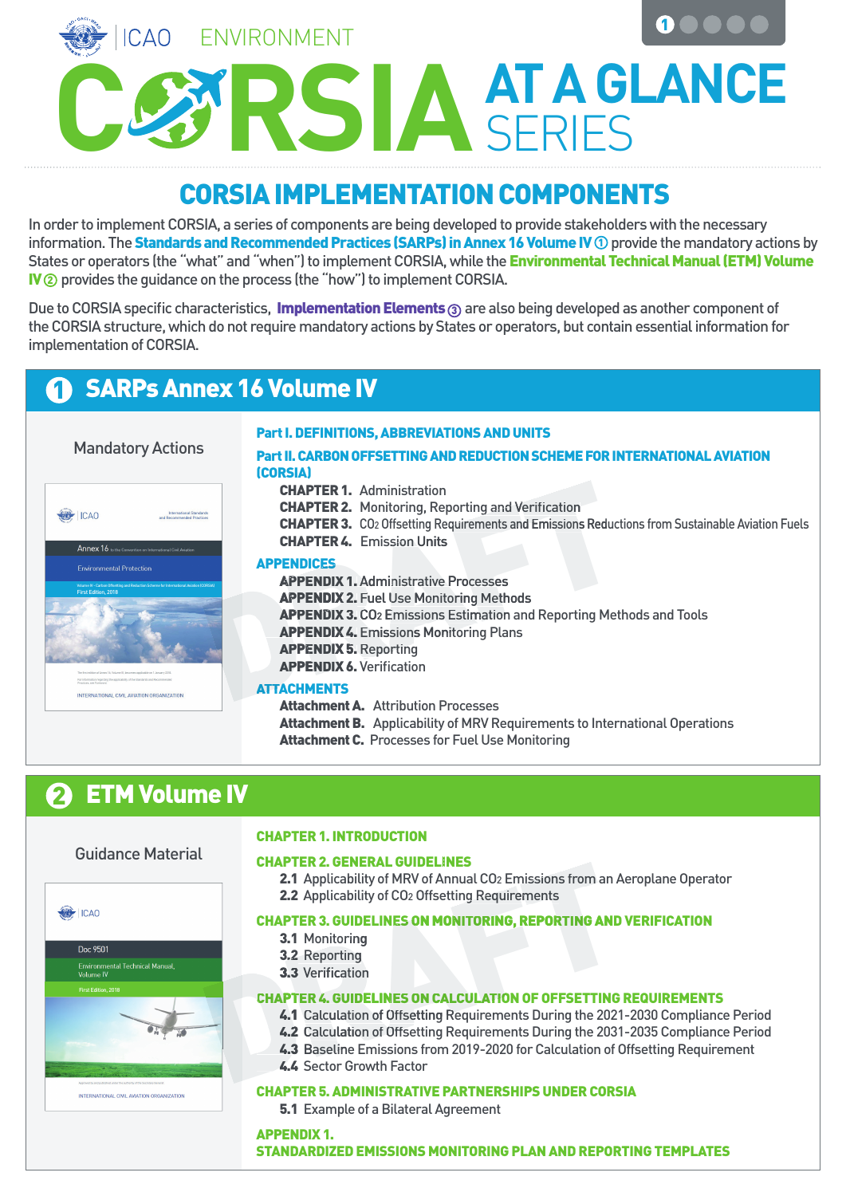ICAO ENVIRONMENT

# CORSIA AT A GLANCE SERIES

## CORSIA IMPLEMENTATION COMPONENTS

In order to implement CORSIA, a series of components are being developed to provide stakeholders with the necessary information. The **Standards and Recommended Practices (SARPs) in Annex 16 Volume IV** ① provide the mandatory actions by States or operators (the "what" and "when") to implement CORSIA, while the **Environmental Technical Manual (ETM) Volume IV** ② provides the guidance on the process (the "how") to implement CORSIA.

Due to CORSIA specific characteristics, **Implementation Elements** ③ are also being developed as another component of the CORSIA structure, which do not require mandatory actions by States or operators, but contain essential information for implementation of CORSIA.

## ① SARPs Annex 16 Volume IV

Mandatory Actions

**Part I. DEFINITIONS, ABBREVIATIONS AND UNITS**

**Part II. CARBON OFFSETTING AND REDUCTION SCHEME FOR INTERNATIONAL AVIATION (CORSIA)**

- **CHAPTER 1.** Administration
- **CHAPTER 2.** Monitoring, Reporting and Verification
- **CHAPTER 3.** $CO_2$ Offsetting Requirements and Emissions Reductions from Sustainable Aviation Fuels
- **CHAPTER 4.** Emission Units

**APPENDICES**

- **APPENDIX 1.** Administrative Processes
- **APPENDIX 2.** Fuel Use Monitoring Methods
- **APPENDIX 3.** $CO_2$ Emissions Estimation and Reporting Methods and Tools
- **APPENDIX 4.** Emissions Monitoring Plans
- **APPENDIX 5.** Reporting
- **APPENDIX 6.** Verification

**ATTACHMENTS**

- **Attachment A.** Attribution Processes
- **Attachment B.** Applicability of MRV Requirements to International Operations
- **Attachment C.** Processes for Fuel Use Monitoring

## ② ETM Volume IV

Guidance Material

**CHAPTER 1. INTRODUCTION**

**CHAPTER 2. GENERAL GUIDELINES**

- **2.1** Applicability of MRV of Annual $CO_2$ Emissions from an Aeroplane Operator
- **2.2** Applicability of $CO_2$ Offsetting Requirements

**CHAPTER 3. GUIDELINES ON MONITORING, REPORTING AND VERIFICATION**

- **3.1** Monitoring
- **3.2** Reporting
- **3.3** Verification

**CHAPTER 4. GUIDELINES ON CALCULATION OF OFFSETTING REQUIREMENTS**

- **4.1** Calculation of Offsetting Requirements During the 2021-2030 Compliance Period
- **4.2** Calculation of Offsetting Requirements During the 2031-2035 Compliance Period
- **4.3** Baseline Emissions from 2019-2020 for Calculation of Offsetting Requirement
- **4.4** Sector Growth Factor

**CHAPTER 5. ADMINISTRATIVE PARTNERSHIPS UNDER CORSIA**

- **5.1** Example of a Bilateral Agreement

**APPENDIX 1.**
**STANDARDIZED EMISSIONS MONITORING PLAN AND REPORTING TEMPLATES**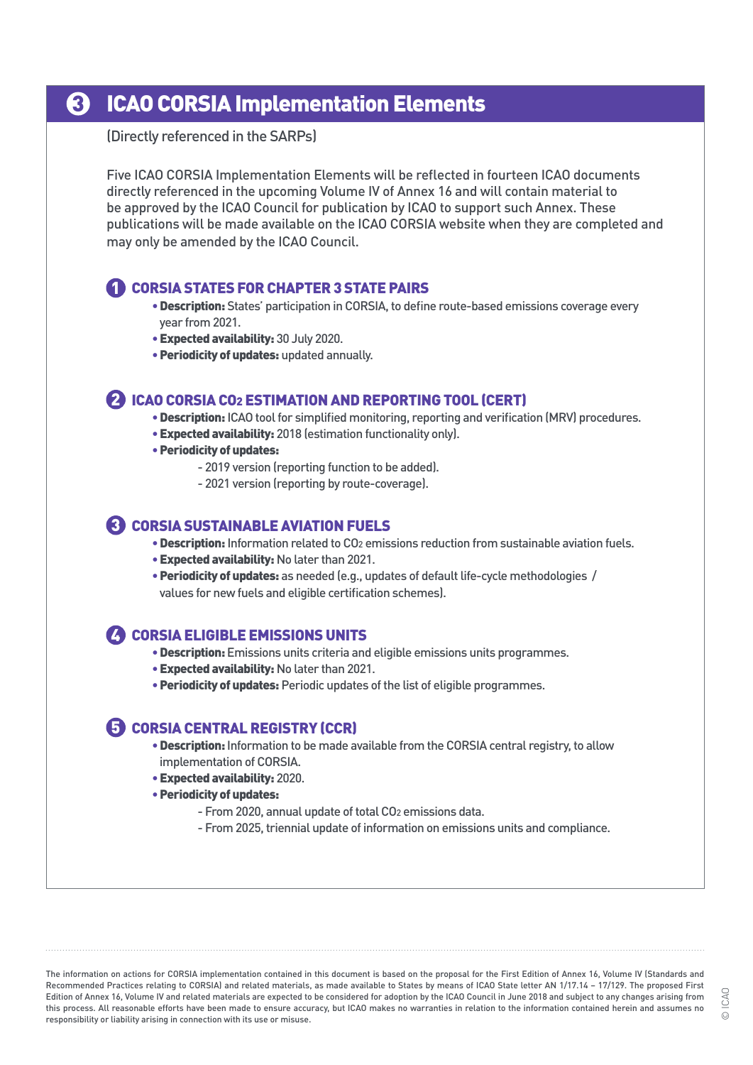## 3 ICAO CORSIA Implementation Elements

(Directly referenced in the SARPs)

Five ICAO CORSIA Implementation Elements will be reflected in fourteen ICAO documents directly referenced in the upcoming Volume IV of Annex 16 and will contain material to be approved by the ICAO Council for publication by ICAO to support such Annex. These publications will be made available on the ICAO CORSIA website when they are completed and may only be amended by the ICAO Council.

### 1 CORSIA STATES FOR CHAPTER 3 STATE PAIRS

- **Description:** States' participation in CORSIA, to define route-based emissions coverage every year from 2021.
- **Expected availability:** 30 July 2020.
- **Periodicity of updates:** updated annually.

### 2 ICAO CORSIA $CO_2$ ESTIMATION AND REPORTING TOOL (CERT)

- **Description:** ICAO tool for simplified monitoring, reporting and verification (MRV) procedures.
- **Expected availability:** 2018 (estimation functionality only).
- **Periodicity of updates:**
  - 2019 version (reporting function to be added).
  - 2021 version (reporting by route-coverage).

### 3 CORSIA SUSTAINABLE AVIATION FUELS

- **Description:** Information related to $CO_2$ emissions reduction from sustainable aviation fuels.
- **Expected availability:** No later than 2021.
- **Periodicity of updates:** as needed (e.g., updates of default life-cycle methodologies / values for new fuels and eligible certification schemes).

### 4 CORSIA ELIGIBLE EMISSIONS UNITS

- **Description:** Emissions units criteria and eligible emissions units programmes.
- **Expected availability:** No later than 2021.
- **Periodicity of updates:** Periodic updates of the list of eligible programmes.

### 5 CORSIA CENTRAL REGISTRY (CCR)

- **Description:** Information to be made available from the CORSIA central registry, to allow implementation of CORSIA.
- **Expected availability:** 2020.
- **Periodicity of updates:**
  - From 2020, annual update of total $CO_2$ emissions data.
  - From 2025, triennial update of information on emissions units and compliance.

The information on actions for CORSIA implementation contained in this document is based on the proposal for the First Edition of Annex 16, Volume IV (Standards and Recommended Practices relating to CORSIA) and related materials, as made available to States by means of ICAO State letter AN 1/17.14 – 17/129. The proposed First Edition of Annex 16, Volume IV and related materials are expected to be considered for adoption by the ICAO Council in June 2018 and subject to any changes arising from this process. All reasonable efforts have been made to ensure accuracy, but ICAO makes no warranties in relation to the information contained herein and assumes no responsibility or liability arising in connection with its use or misuse.

© ICAO